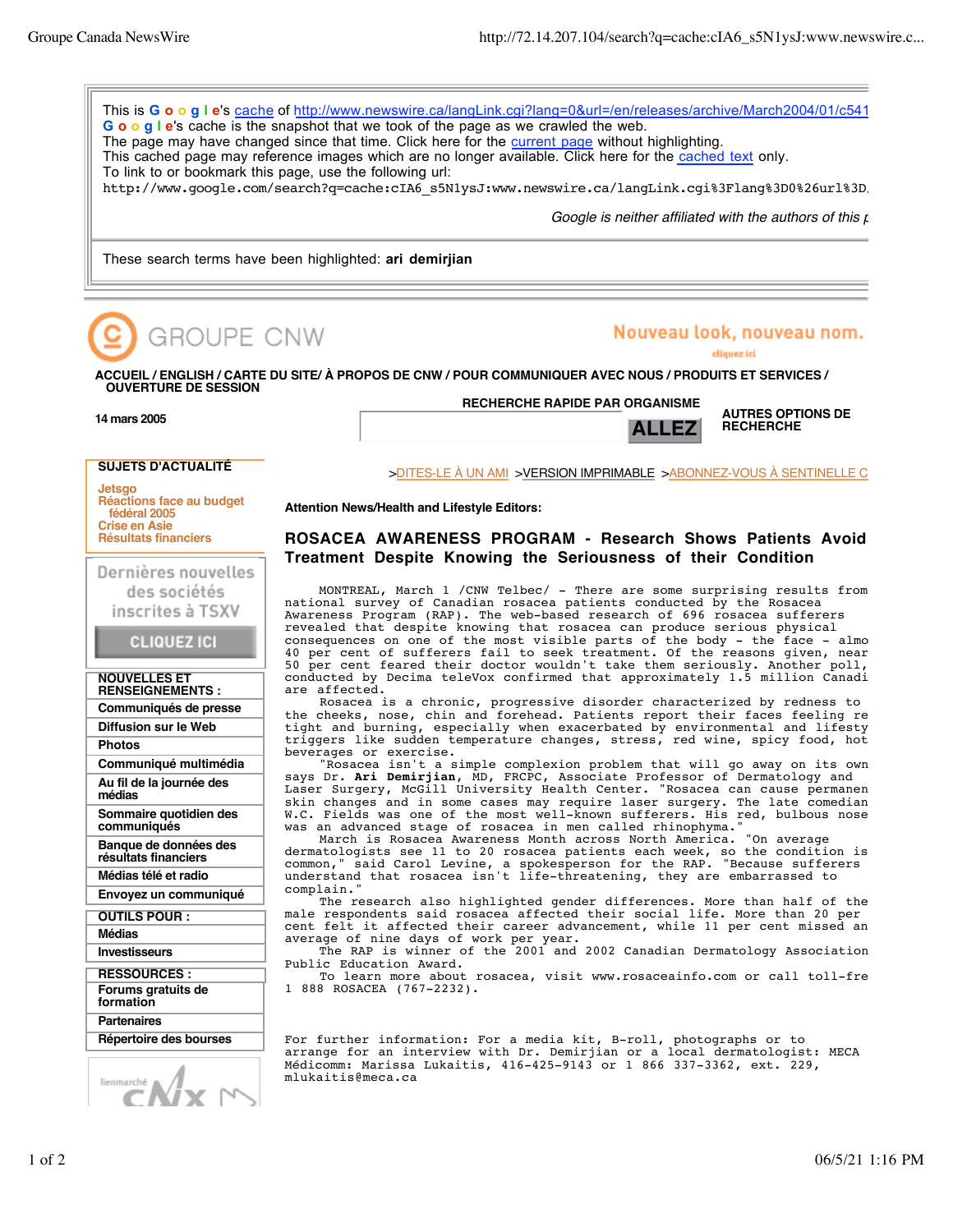This is Google's cache of http://www.newswire.ca/langLink.cgi?lang=0&url=/en/releases/archive/March2004/01/c541
Google's cache is the snapshot that we took of the page as we crawled the web.
The page may have changed since that time. Click here for the current page without highlighting.
This cached page may reference images which are no longer available. Click here for the cached text only.
To link to or bookmark this page, use the following url:
http://www.google.com/search?q=cache:cIA6_s5N1ysJ:www.newswire.ca/langLink.cgi%3Flang%3D0%26url%3D

*Google is neither affiliated with the authors of this p*

These search terms have been highlighted: **ari demirjian**

GROUPE CNW — Nouveau look, nouveau nom. cliquez ici

ACCUEIL / ENGLISH / CARTE DU SITE/ À PROPOS DE CNW / POUR COMMUNIQUER AVEC NOUS / PRODUITS ET SERVICES / OUVERTURE DE SESSION

14 mars 2005

RECHERCHE RAPIDE PAR ORGANISME — ALLEZ — AUTRES OPTIONS DE RECHERCHE

**SUJETS D'ACTUALITÉ**
- Jetsgo
- Réactions face au budget fédéral 2005
- Crise en Asie
- Résultats financiers

Dernières nouvelles des sociétés inscrites à TSXV — CLIQUEZ ICI

**NOUVELLES ET RENSEIGNEMENTS :**
- Communiqués de presse
- Diffusion sur le Web
- Photos
- Communiqué multimédia
- Au fil de la journée des médias
- Sommaire quotidien des communiqués
- Banque de données des résultats financiers
- Médias télé et radio
- Envoyez un communiqué

**OUTILS POUR :**
- Médias
- Investisseurs

**RESSOURCES :**
- Forums gratuits de formation
- Partenaires
- Répertoire des bourses

>DITES-LE À UN AMI >VERSION IMPRIMABLE >ABONNEZ-VOUS À SENTINELLE C

**Attention News/Health and Lifestyle Editors:**

## ROSACEA AWARENESS PROGRAM - Research Shows Patients Avoid Treatment Despite Knowing the Seriousness of their Condition

MONTREAL, March 1 /CNW Telbec/ - There are some surprising results from national survey of Canadian rosacea patients conducted by the Rosacea Awareness Program (RAP). The web-based research of 696 rosacea sufferers revealed that despite knowing that rosacea can produce serious physical consequences on one of the most visible parts of the body - the face - almo 40 per cent of sufferers fail to seek treatment. Of the reasons given, near 50 per cent feared their doctor wouldn't take them seriously. Another poll, conducted by Decima teleVox confirmed that approximately 1.5 million Canadi are affected.

Rosacea is a chronic, progressive disorder characterized by redness to the cheeks, nose, chin and forehead. Patients report their faces feeling re tight and burning, especially when exacerbated by environmental and lifesty triggers like sudden temperature changes, stress, red wine, spicy food, hot beverages or exercise.

"Rosacea isn't a simple complexion problem that will go away on its own says Dr. **Ari Demirjian**, MD, FRCPC, Associate Professor of Dermatology and Laser Surgery, McGill University Health Center. "Rosacea can cause permanen skin changes and in some cases may require laser surgery. The late comedian W.C. Fields was one of the most well-known sufferers. His red, bulbous nose was an advanced stage of rosacea in men called rhinophyma."

March is Rosacea Awareness Month across North America. "On average dermatologists see 11 to 20 rosacea patients each week, so the condition is common," said Carol Levine, a spokesperson for the RAP. "Because sufferers understand that rosacea isn't life-threatening, they are embarrassed to complain."

The research also highlighted gender differences. More than half of the male respondents said rosacea affected their social life. More than 20 per cent felt it affected their career advancement, while 11 per cent missed an average of nine days of work per year.

The RAP is winner of the 2001 and 2002 Canadian Dermatology Association Public Education Award.

To learn more about rosacea, visit www.rosaceainfo.com or call toll-fre 1 888 ROSACEA (767-2232).

For further information: For a media kit, B-roll, photographs or to arrange for an interview with Dr. Demirjian or a local dermatologist: MECA Médicomm: Marissa Lukaitis, 416-425-9143 or 1 866 337-3362, ext. 229, mlukaitis@meca.ca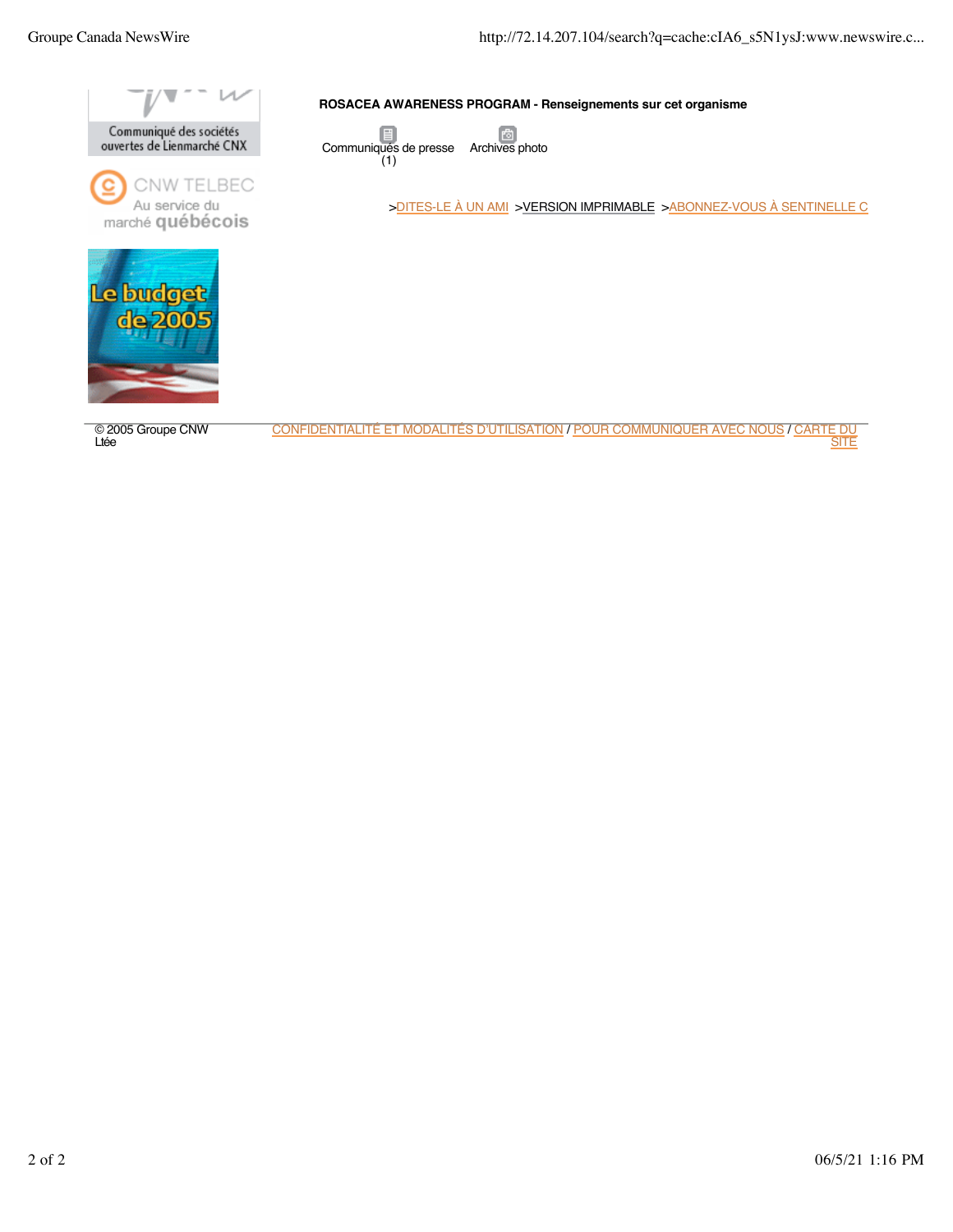Communiqué des sociétés ouvertes de Lienmarché CNX

CNW TELBEC Au service du marché québécois

Le budget de 2005

**ROSACEA AWARENESS PROGRAM - Renseignements sur cet organisme**

Communiqués de presse (1) Archives photo

>DITES-LE À UN AMI >VERSION IMPRIMABLE >ABONNEZ-VOUS À SENTINELLE C

© 2005 Groupe CNW Ltée

CONFIDENTIALITÉ ET MODALITÉS D'UTILISATION / POUR COMMUNIQUER AVEC NOUS / CARTE DU SITE